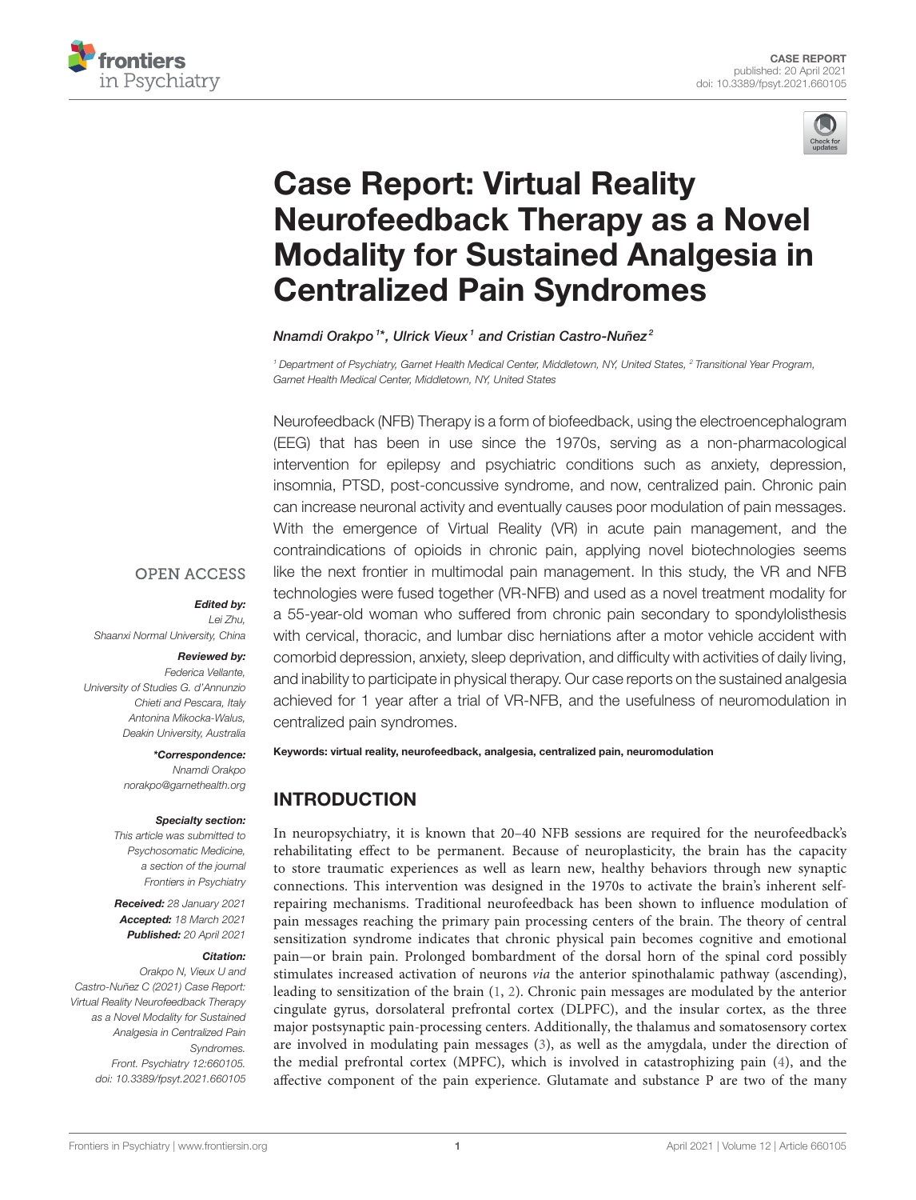CASE REPORT
published: 20 April 2021
doi: 10.3389/fpsyt.2021.660105

# Case Report: Virtual Reality Neurofeedback Therapy as a Novel Modality for Sustained Analgesia in Centralized Pain Syndromes

*Nnamdi Orakpo[1]\*, Ulrick Vieux[1] and Cristian Castro-Nuñez[2]*

[1] *Department of Psychiatry, Garnet Health Medical Center, Middletown, NY, United States,* [2] *Transitional Year Program, Garnet Health Medical Center, Middletown, NY, United States*

Neurofeedback (NFB) Therapy is a form of biofeedback, using the electroencephalogram (EEG) that has been in use since the 1970s, serving as a non-pharmacological intervention for epilepsy and psychiatric conditions such as anxiety, depression, insomnia, PTSD, post-concussive syndrome, and now, centralized pain. Chronic pain can increase neuronal activity and eventually causes poor modulation of pain messages. With the emergence of Virtual Reality (VR) in acute pain management, and the contraindications of opioids in chronic pain, applying novel biotechnologies seems like the next frontier in multimodal pain management. In this study, the VR and NFB technologies were fused together (VR-NFB) and used as a novel treatment modality for a 55-year-old woman who suffered from chronic pain secondary to spondylolisthesis with cervical, thoracic, and lumbar disc herniations after a motor vehicle accident with comorbid depression, anxiety, sleep deprivation, and difficulty with activities of daily living, and inability to participate in physical therapy. Our case reports on the sustained analgesia achieved for 1 year after a trial of VR-NFB, and the usefulness of neuromodulation in centralized pain syndromes.

**Keywords: virtual reality, neurofeedback, analgesia, centralized pain, neuromodulation**

OPEN ACCESS

***Edited by:***
*Lei Zhu,*
*Shaanxi Normal University, China*

***Reviewed by:***
*Federica Vellante,*
*University of Studies G. d'Annunzio Chieti and Pescara, Italy*
*Antonina Mikocka-Walus,*
*Deakin University, Australia*

***\*Correspondence:***
*Nnamdi Orakpo*
*norakpo@garnethealth.org*

***Specialty section:***
*This article was submitted to Psychosomatic Medicine, a section of the journal Frontiers in Psychiatry*

***Received:*** *28 January 2021*
***Accepted:*** *18 March 2021*
***Published:*** *20 April 2021*

***Citation:***
*Orakpo N, Vieux U and Castro-Nuñez C (2021) Case Report: Virtual Reality Neurofeedback Therapy as a Novel Modality for Sustained Analgesia in Centralized Pain Syndromes. Front. Psychiatry 12:660105. doi: 10.3389/fpsyt.2021.660105*

## INTRODUCTION

In neuropsychiatry, it is known that 20–40 NFB sessions are required for the neurofeedback's rehabilitating effect to be permanent. Because of neuroplasticity, the brain has the capacity to store traumatic experiences as well as learn new, healthy behaviors through new synaptic connections. This intervention was designed in the 1970s to activate the brain's inherent self-repairing mechanisms. Traditional neurofeedback has been shown to influence modulation of pain messages reaching the primary pain processing centers of the brain. The theory of central sensitization syndrome indicates that chronic physical pain becomes cognitive and emotional pain—or brain pain. Prolonged bombardment of the dorsal horn of the spinal cord possibly stimulates increased activation of neurons *via* the anterior spinothalamic pathway (ascending), leading to sensitization of the brain (1, 2). Chronic pain messages are modulated by the anterior cingulate gyrus, dorsolateral prefrontal cortex (DLPFC), and the insular cortex, as the three major postsynaptic pain-processing centers. Additionally, the thalamus and somatosensory cortex are involved in modulating pain messages (3), as well as the amygdala, under the direction of the medial prefrontal cortex (MPFC), which is involved in catastrophizing pain (4), and the affective component of the pain experience. Glutamate and substance P are two of the many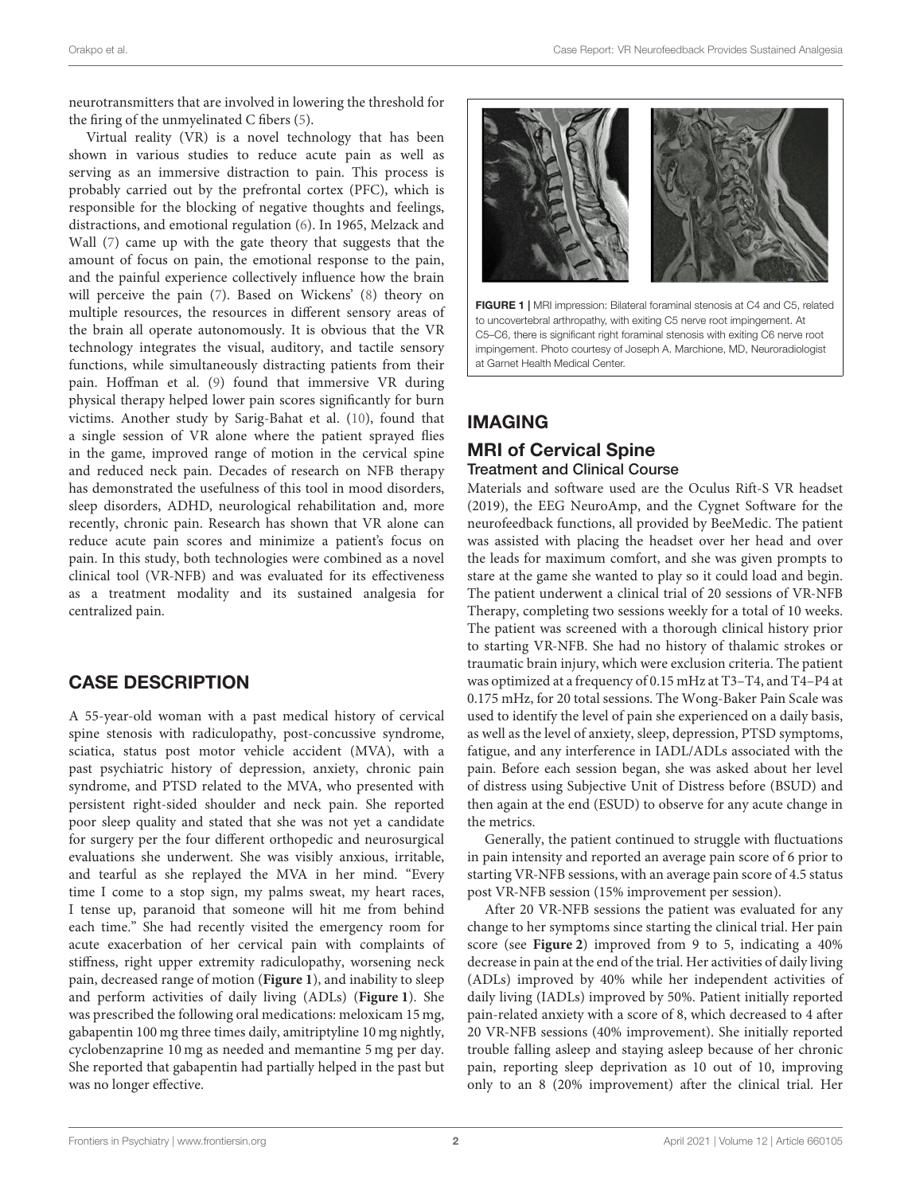neurotransmitters that are involved in lowering the threshold for the firing of the unmyelinated C fibers (5).

Virtual reality (VR) is a novel technology that has been shown in various studies to reduce acute pain as well as serving as an immersive distraction to pain. This process is probably carried out by the prefrontal cortex (PFC), which is responsible for the blocking of negative thoughts and feelings, distractions, and emotional regulation (6). In 1965, Melzack and Wall (7) came up with the gate theory that suggests that the amount of focus on pain, the emotional response to the pain, and the painful experience collectively influence how the brain will perceive the pain (7). Based on Wickens' (8) theory on multiple resources, the resources in different sensory areas of the brain all operate autonomously. It is obvious that the VR technology integrates the visual, auditory, and tactile sensory functions, while simultaneously distracting patients from their pain. Hoffman et al. (9) found that immersive VR during physical therapy helped lower pain scores significantly for burn victims. Another study by Sarig-Bahat et al. (10), found that a single session of VR alone where the patient sprayed flies in the game, improved range of motion in the cervical spine and reduced neck pain. Decades of research on NFB therapy has demonstrated the usefulness of this tool in mood disorders, sleep disorders, ADHD, neurological rehabilitation and, more recently, chronic pain. Research has shown that VR alone can reduce acute pain scores and minimize a patient's focus on pain. In this study, both technologies were combined as a novel clinical tool (VR-NFB) and was evaluated for its effectiveness as a treatment modality and its sustained analgesia for centralized pain.

## CASE DESCRIPTION

A 55-year-old woman with a past medical history of cervical spine stenosis with radiculopathy, post-concussive syndrome, sciatica, status post motor vehicle accident (MVA), with a past psychiatric history of depression, anxiety, chronic pain syndrome, and PTSD related to the MVA, who presented with persistent right-sided shoulder and neck pain. She reported poor sleep quality and stated that she was not yet a candidate for surgery per the four different orthopedic and neurosurgical evaluations she underwent. She was visibly anxious, irritable, and tearful as she replayed the MVA in her mind. "Every time I come to a stop sign, my palms sweat, my heart races, I tense up, paranoid that someone will hit me from behind each time." She had recently visited the emergency room for acute exacerbation of her cervical pain with complaints of stiffness, right upper extremity radiculopathy, worsening neck pain, decreased range of motion (**Figure 1**), and inability to sleep and perform activities of daily living (ADLs) (**Figure 1**). She was prescribed the following oral medications: meloxicam 15 mg, gabapentin 100 mg three times daily, amitriptyline 10 mg nightly, cyclobenzaprine 10 mg as needed and memantine 5 mg per day. She reported that gabapentin had partially helped in the past but was no longer effective.

**FIGURE 1 |** MRI impression: Bilateral foraminal stenosis at C4 and C5, related to uncovertebral arthropathy, with exiting C5 nerve root impingement. At C5–C6, there is significant right foraminal stenosis with exiting C6 nerve root impingement. Photo courtesy of Joseph A. Marchione, MD, Neuroradiologist at Garnet Health Medical Center.

## IMAGING

### MRI of Cervical Spine

#### Treatment and Clinical Course

Materials and software used are the Oculus Rift-S VR headset (2019), the EEG NeuroAmp, and the Cygnet Software for the neurofeedback functions, all provided by BeeMedic. The patient was assisted with placing the headset over her head and over the leads for maximum comfort, and she was given prompts to stare at the game she wanted to play so it could load and begin. The patient underwent a clinical trial of 20 sessions of VR-NFB Therapy, completing two sessions weekly for a total of 10 weeks. The patient was screened with a thorough clinical history prior to starting VR-NFB. She had no history of thalamic strokes or traumatic brain injury, which were exclusion criteria. The patient was optimized at a frequency of 0.15 mHz at T3–T4, and T4–P4 at 0.175 mHz, for 20 total sessions. The Wong-Baker Pain Scale was used to identify the level of pain she experienced on a daily basis, as well as the level of anxiety, sleep, depression, PTSD symptoms, fatigue, and any interference in IADL/ADLs associated with the pain. Before each session began, she was asked about her level of distress using Subjective Unit of Distress before (BSUD) and then again at the end (ESUD) to observe for any acute change in the metrics.

Generally, the patient continued to struggle with fluctuations in pain intensity and reported an average pain score of 6 prior to starting VR-NFB sessions, with an average pain score of 4.5 status post VR-NFB session (15% improvement per session).

After 20 VR-NFB sessions the patient was evaluated for any change to her symptoms since starting the clinical trial. Her pain score (see **Figure 2**) improved from 9 to 5, indicating a 40% decrease in pain at the end of the trial. Her activities of daily living (ADLs) improved by 40% while her independent activities of daily living (IADLs) improved by 50%. Patient initially reported pain-related anxiety with a score of 8, which decreased to 4 after 20 VR-NFB sessions (40% improvement). She initially reported trouble falling asleep and staying asleep because of her chronic pain, reporting sleep deprivation as 10 out of 10, improving only to an 8 (20% improvement) after the clinical trial. Her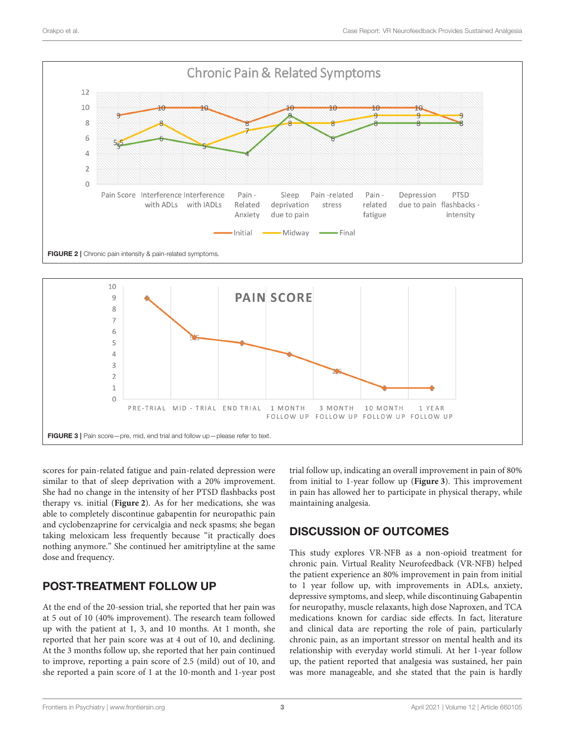FIGURE 2 | Chronic pain intensity & pain-related symptoms.

FIGURE 3 | Pain score—pre, mid, end trial and follow up—please refer to text.

scores for pain-related fatigue and pain-related depression were similar to that of sleep deprivation with a 20% improvement. She had no change in the intensity of her PTSD flashbacks post therapy vs. initial (**Figure 2**). As for her medications, she was able to completely discontinue gabapentin for neuropathic pain and cyclobenzaprine for cervicalgia and neck spasms; she began taking meloxicam less frequently because "it practically does nothing anymore." She continued her amitriptyline at the same dose and frequency.

## POST-TREATMENT FOLLOW UP

At the end of the 20-session trial, she reported that her pain was at 5 out of 10 (40% improvement). The research team followed up with the patient at 1, 3, and 10 months. At 1 month, she reported that her pain score was at 4 out of 10, and declining. At the 3 months follow up, she reported that her pain continued to improve, reporting a pain score of 2.5 (mild) out of 10, and she reported a pain score of 1 at the 10-month and 1-year post trial follow up, indicating an overall improvement in pain of 80% from initial to 1-year follow up (**Figure 3**). This improvement in pain has allowed her to participate in physical therapy, while maintaining analgesia.

## DISCUSSION OF OUTCOMES

This study explores VR-NFB as a non-opioid treatment for chronic pain. Virtual Reality Neurofeedback (VR-NFB) helped the patient experience an 80% improvement in pain from initial to 1 year follow up, with improvements in ADLs, anxiety, depressive symptoms, and sleep, while discontinuing Gabapentin for neuropathy, muscle relaxants, high dose Naproxen, and TCA medications known for cardiac side effects. In fact, literature and clinical data are reporting the role of pain, particularly chronic pain, as an important stressor on mental health and its relationship with everyday world stimuli. At her 1-year follow up, the patient reported that analgesia was sustained, her pain was more manageable, and she stated that the pain is hardly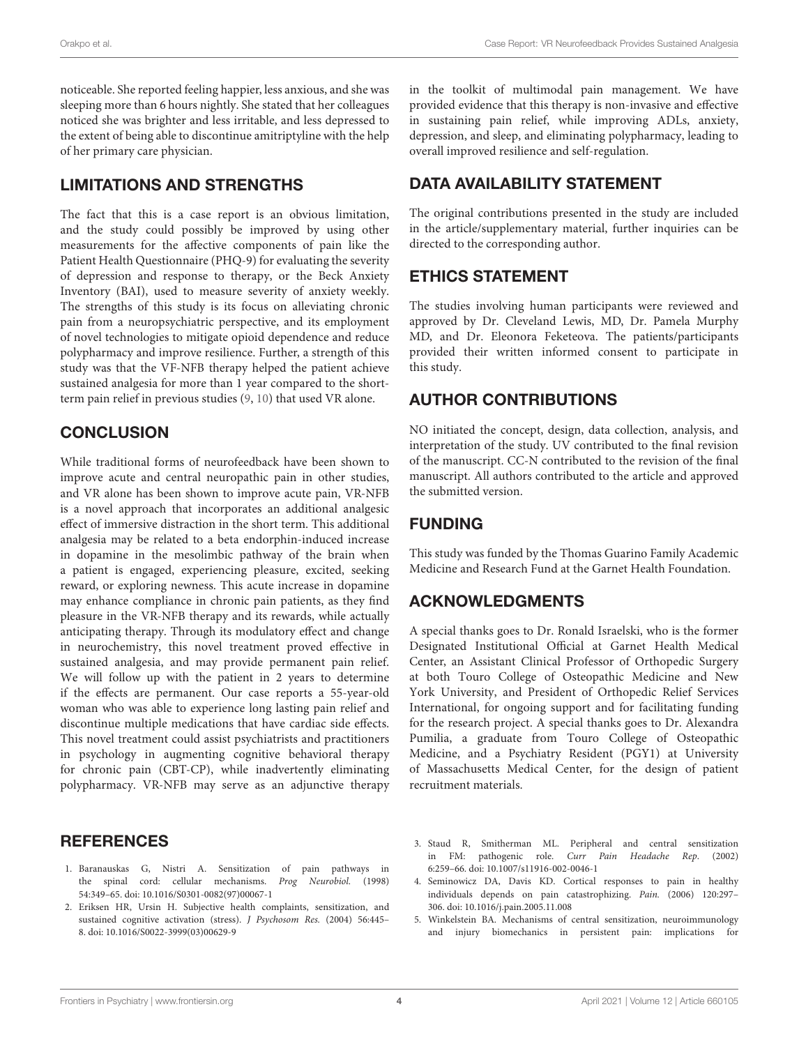noticeable. She reported feeling happier, less anxious, and she was sleeping more than 6 hours nightly. She stated that her colleagues noticed she was brighter and less irritable, and less depressed to the extent of being able to discontinue amitriptyline with the help of her primary care physician.

## LIMITATIONS AND STRENGTHS

The fact that this is a case report is an obvious limitation, and the study could possibly be improved by using other measurements for the affective components of pain like the Patient Health Questionnaire (PHQ-9) for evaluating the severity of depression and response to therapy, or the Beck Anxiety Inventory (BAI), used to measure severity of anxiety weekly. The strengths of this study is its focus on alleviating chronic pain from a neuropsychiatric perspective, and its employment of novel technologies to mitigate opioid dependence and reduce polypharmacy and improve resilience. Further, a strength of this study was that the VF-NFB therapy helped the patient achieve sustained analgesia for more than 1 year compared to the short-term pain relief in previous studies (9, 10) that used VR alone.

## CONCLUSION

While traditional forms of neurofeedback have been shown to improve acute and central neuropathic pain in other studies, and VR alone has been shown to improve acute pain, VR-NFB is a novel approach that incorporates an additional analgesic effect of immersive distraction in the short term. This additional analgesia may be related to a beta endorphin-induced increase in dopamine in the mesolimbic pathway of the brain when a patient is engaged, experiencing pleasure, excited, seeking reward, or exploring newness. This acute increase in dopamine may enhance compliance in chronic pain patients, as they find pleasure in the VR-NFB therapy and its rewards, while actually anticipating therapy. Through its modulatory effect and change in neurochemistry, this novel treatment proved effective in sustained analgesia, and may provide permanent pain relief. We will follow up with the patient in 2 years to determine if the effects are permanent. Our case reports a 55-year-old woman who was able to experience long lasting pain relief and discontinue multiple medications that have cardiac side effects. This novel treatment could assist psychiatrists and practitioners in psychology in augmenting cognitive behavioral therapy for chronic pain (CBT-CP), while inadvertently eliminating polypharmacy. VR-NFB may serve as an adjunctive therapy in the toolkit of multimodal pain management. We have provided evidence that this therapy is non-invasive and effective in sustaining pain relief, while improving ADLs, anxiety, depression, and sleep, and eliminating polypharmacy, leading to overall improved resilience and self-regulation.

## DATA AVAILABILITY STATEMENT

The original contributions presented in the study are included in the article/supplementary material, further inquiries can be directed to the corresponding author.

## ETHICS STATEMENT

The studies involving human participants were reviewed and approved by Dr. Cleveland Lewis, MD, Dr. Pamela Murphy MD, and Dr. Eleonora Feketeova. The patients/participants provided their written informed consent to participate in this study.

## AUTHOR CONTRIBUTIONS

NO initiated the concept, design, data collection, analysis, and interpretation of the study. UV contributed to the final revision of the manuscript. CC-N contributed to the revision of the final manuscript. All authors contributed to the article and approved the submitted version.

## FUNDING

This study was funded by the Thomas Guarino Family Academic Medicine and Research Fund at the Garnet Health Foundation.

## ACKNOWLEDGMENTS

A special thanks goes to Dr. Ronald Israelski, who is the former Designated Institutional Official at Garnet Health Medical Center, an Assistant Clinical Professor of Orthopedic Surgery at both Touro College of Osteopathic Medicine and New York University, and President of Orthopedic Relief Services International, for ongoing support and for facilitating funding for the research project. A special thanks goes to Dr. Alexandra Pumilia, a graduate from Touro College of Osteopathic Medicine, and a Psychiatry Resident (PGY1) at University of Massachusetts Medical Center, for the design of patient recruitment materials.

## REFERENCES

1. Baranauskas G, Nistri A. Sensitization of pain pathways in the spinal cord: cellular mechanisms. *Prog Neurobiol.* (1998) 54:349–65. doi: 10.1016/S0301-0082(97)00067-1
2. Eriksen HR, Ursin H. Subjective health complaints, sensitization, and sustained cognitive activation (stress). *J Psychosom Res.* (2004) 56:445–8. doi: 10.1016/S0022-3999(03)00629-9
3. Staud R, Smitherman ML. Peripheral and central sensitization in FM: pathogenic role. *Curr Pain Headache Rep.* (2002) 6:259–66. doi: 10.1007/s11916-002-0046-1
4. Seminowicz DA, Davis KD. Cortical responses to pain in healthy individuals depends on pain catastrophizing. *Pain.* (2006) 120:297–306. doi: 10.1016/j.pain.2005.11.008
5. Winkelstein BA. Mechanisms of central sensitization, neuroimmunology and injury biomechanics in persistent pain: implications for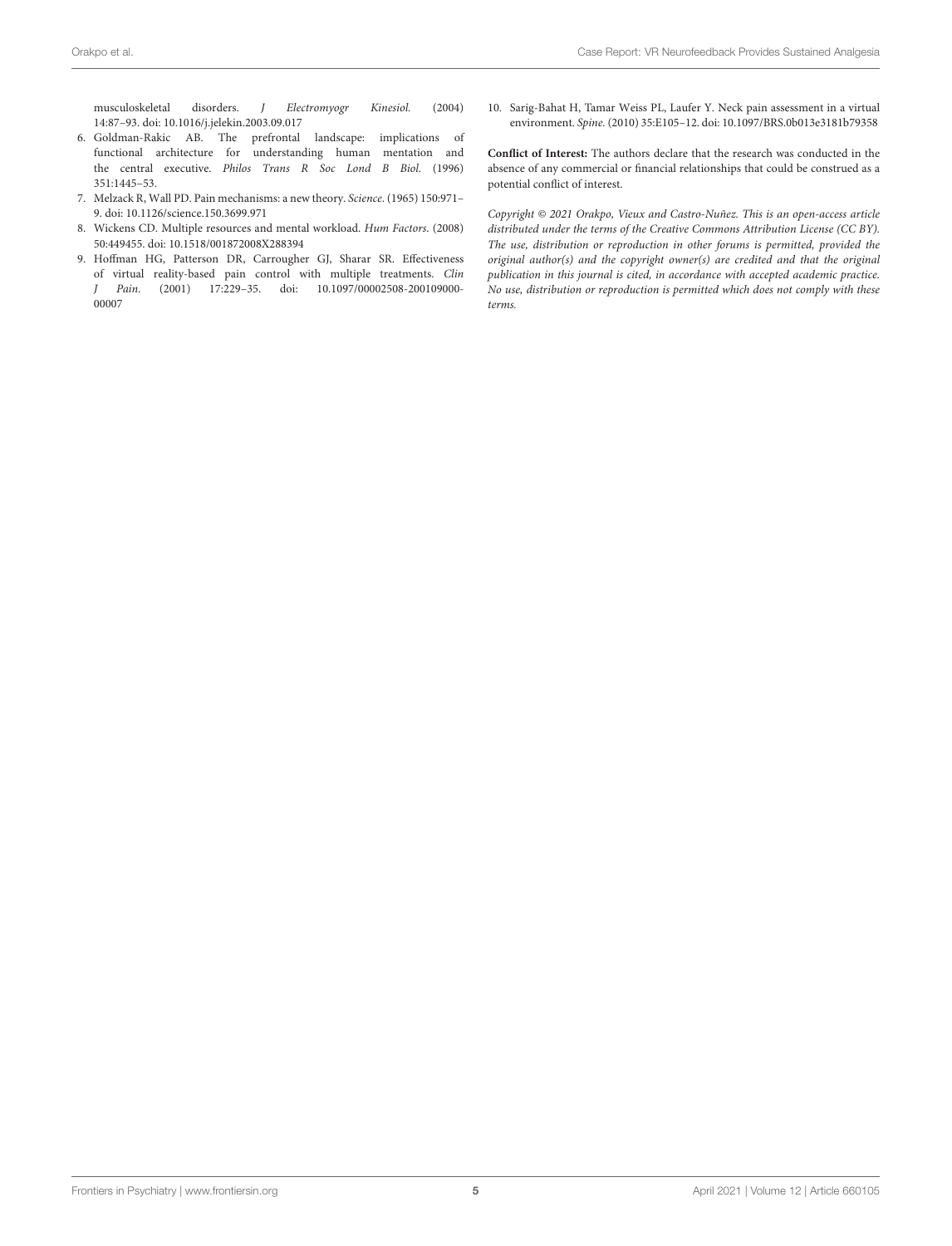musculoskeletal disorders. *J Electromyogr Kinesiol.* (2004) 14:87–93. doi: 10.1016/j.jelekin.2003.09.017

6. Goldman-Rakic AB. The prefrontal landscape: implications of functional architecture for understanding human mentation and the central executive. *Philos Trans R Soc Lond B Biol.* (1996) 351:1445–53.
7. Melzack R, Wall PD. Pain mechanisms: a new theory. *Science.* (1965) 150:971–9. doi: 10.1126/science.150.3699.971
8. Wickens CD. Multiple resources and mental workload. *Hum Factors.* (2008) 50:449455. doi: 10.1518/001872008X288394
9. Hoffman HG, Patterson DR, Carrougher GJ, Sharar SR. Effectiveness of virtual reality-based pain control with multiple treatments. *Clin J Pain.* (2001) 17:229–35. doi: 10.1097/00002508-200109000-00007
10. Sarig-Bahat H, Tamar Weiss PL, Laufer Y. Neck pain assessment in a virtual environment. *Spine.* (2010) 35:E105–12. doi: 10.1097/BRS.0b013e3181b79358

**Conflict of Interest:** The authors declare that the research was conducted in the absence of any commercial or financial relationships that could be construed as a potential conflict of interest.

*Copyright © 2021 Orakpo, Vieux and Castro-Nuñez. This is an open-access article distributed under the terms of the Creative Commons Attribution License (CC BY). The use, distribution or reproduction in other forums is permitted, provided the original author(s) and the copyright owner(s) are credited and that the original publication in this journal is cited, in accordance with accepted academic practice. No use, distribution or reproduction is permitted which does not comply with these terms.*